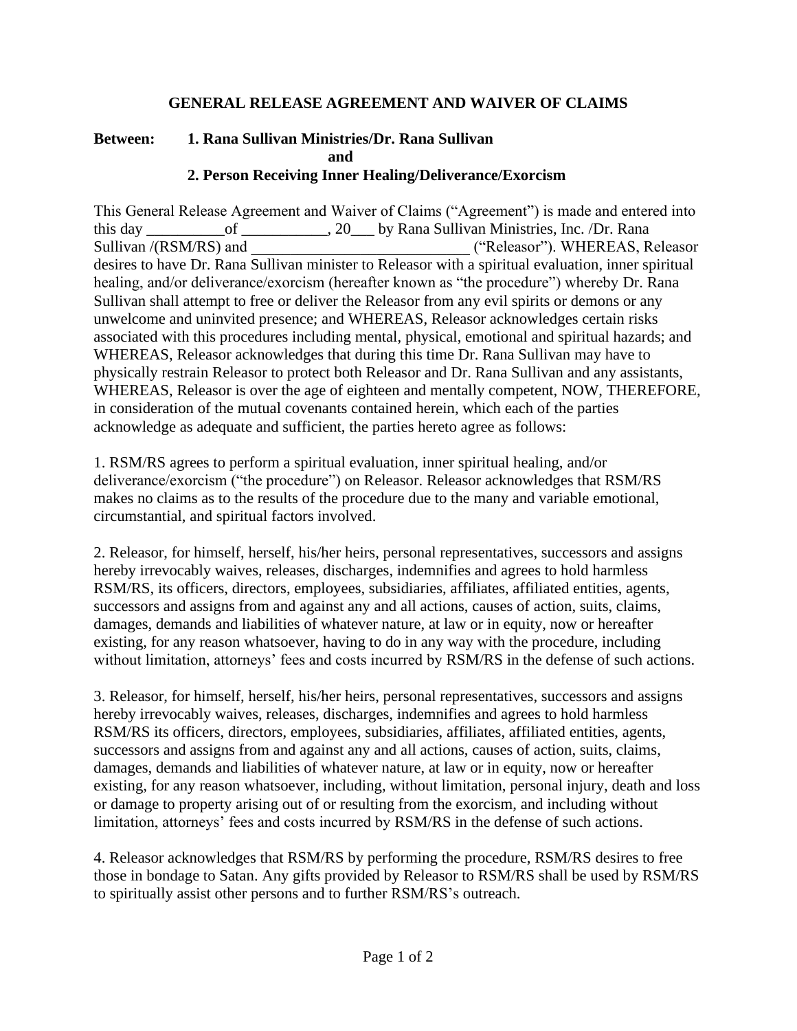**GENERAL RELEASE AGREEMENT AND WAIVER OF CLAIMS**

**Between: 1. Rana Sullivan Ministries/Dr. Rana Sullivan**
**and**
**2. Person Receiving Inner Healing/Deliverance/Exorcism**

This General Release Agreement and Waiver of Claims ("Agreement") is made and entered into this day __________of ___________, 20___ by Rana Sullivan Ministries, Inc. /Dr. Rana Sullivan /(RSM/RS) and ____________________________ ("Releasor"). WHEREAS, Releasor desires to have Dr. Rana Sullivan minister to Releasor with a spiritual evaluation, inner spiritual healing, and/or deliverance/exorcism (hereafter known as "the procedure") whereby Dr. Rana Sullivan shall attempt to free or deliver the Releasor from any evil spirits or demons or any unwelcome and uninvited presence; and WHEREAS, Releasor acknowledges certain risks associated with this procedures including mental, physical, emotional and spiritual hazards; and WHEREAS, Releasor acknowledges that during this time Dr. Rana Sullivan may have to physically restrain Releasor to protect both Releasor and Dr. Rana Sullivan and any assistants, WHEREAS, Releasor is over the age of eighteen and mentally competent, NOW, THEREFORE, in consideration of the mutual covenants contained herein, which each of the parties acknowledge as adequate and sufficient, the parties hereto agree as follows:

1. RSM/RS agrees to perform a spiritual evaluation, inner spiritual healing, and/or deliverance/exorcism ("the procedure") on Releasor. Releasor acknowledges that RSM/RS makes no claims as to the results of the procedure due to the many and variable emotional, circumstantial, and spiritual factors involved.

2. Releasor, for himself, herself, his/her heirs, personal representatives, successors and assigns hereby irrevocably waives, releases, discharges, indemnifies and agrees to hold harmless RSM/RS, its officers, directors, employees, subsidiaries, affiliates, affiliated entities, agents, successors and assigns from and against any and all actions, causes of action, suits, claims, damages, demands and liabilities of whatever nature, at law or in equity, now or hereafter existing, for any reason whatsoever, having to do in any way with the procedure, including without limitation, attorneys' fees and costs incurred by RSM/RS in the defense of such actions.

3. Releasor, for himself, herself, his/her heirs, personal representatives, successors and assigns hereby irrevocably waives, releases, discharges, indemnifies and agrees to hold harmless RSM/RS its officers, directors, employees, subsidiaries, affiliates, affiliated entities, agents, successors and assigns from and against any and all actions, causes of action, suits, claims, damages, demands and liabilities of whatever nature, at law or in equity, now or hereafter existing, for any reason whatsoever, including, without limitation, personal injury, death and loss or damage to property arising out of or resulting from the exorcism, and including without limitation, attorneys' fees and costs incurred by RSM/RS in the defense of such actions.

4. Releasor acknowledges that RSM/RS by performing the procedure, RSM/RS desires to free those in bondage to Satan. Any gifts provided by Releasor to RSM/RS shall be used by RSM/RS to spiritually assist other persons and to further RSM/RS's outreach.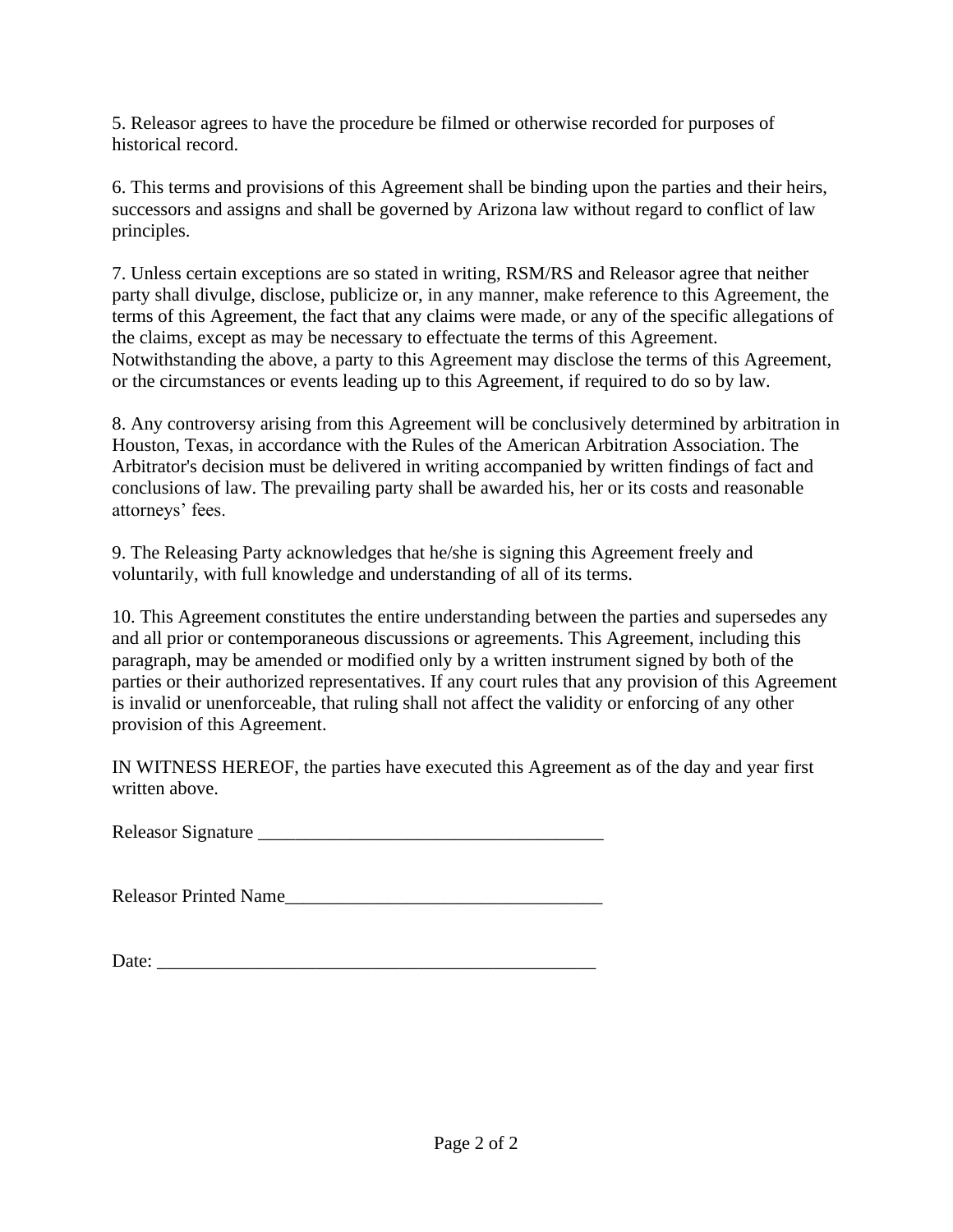5. Releasor agrees to have the procedure be filmed or otherwise recorded for purposes of historical record.

6. This terms and provisions of this Agreement shall be binding upon the parties and their heirs, successors and assigns and shall be governed by Arizona law without regard to conflict of law principles.

7. Unless certain exceptions are so stated in writing, RSM/RS and Releasor agree that neither party shall divulge, disclose, publicize or, in any manner, make reference to this Agreement, the terms of this Agreement, the fact that any claims were made, or any of the specific allegations of the claims, except as may be necessary to effectuate the terms of this Agreement. Notwithstanding the above, a party to this Agreement may disclose the terms of this Agreement, or the circumstances or events leading up to this Agreement, if required to do so by law.

8. Any controversy arising from this Agreement will be conclusively determined by arbitration in Houston, Texas, in accordance with the Rules of the American Arbitration Association. The Arbitrator's decision must be delivered in writing accompanied by written findings of fact and conclusions of law. The prevailing party shall be awarded his, her or its costs and reasonable attorneys' fees.

9. The Releasing Party acknowledges that he/she is signing this Agreement freely and voluntarily, with full knowledge and understanding of all of its terms.

10. This Agreement constitutes the entire understanding between the parties and supersedes any and all prior or contemporaneous discussions or agreements. This Agreement, including this paragraph, may be amended or modified only by a written instrument signed by both of the parties or their authorized representatives. If any court rules that any provision of this Agreement is invalid or unenforceable, that ruling shall not affect the validity or enforcing of any other provision of this Agreement.

IN WITNESS HEREOF, the parties have executed this Agreement as of the day and year first written above.

Releasor Signature _____________________________________

Releasor Printed Name__________________________________

Date: ________________________________________________